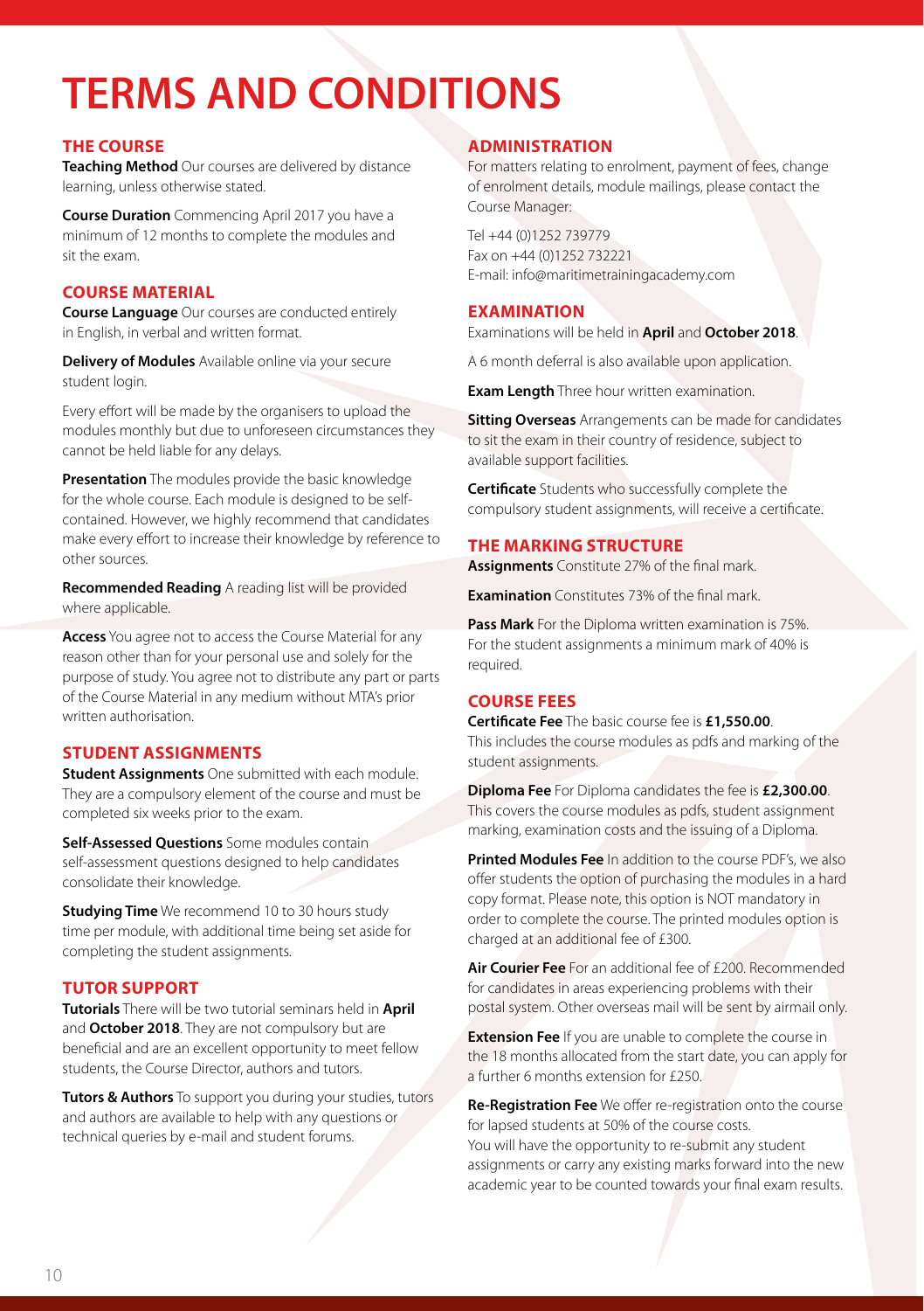# TERMS AND CONDITIONS

## THE COURSE

**Teaching Method** Our courses are delivered by distance learning, unless otherwise stated.

**Course Duration** Commencing April 2017 you have a minimum of 12 months to complete the modules and sit the exam.

## COURSE MATERIAL

**Course Language** Our courses are conducted entirely in English, in verbal and written format.

**Delivery of Modules** Available online via your secure student login.

Every effort will be made by the organisers to upload the modules monthly but due to unforeseen circumstances they cannot be held liable for any delays.

**Presentation** The modules provide the basic knowledge for the whole course. Each module is designed to be self-contained. However, we highly recommend that candidates make every effort to increase their knowledge by reference to other sources.

**Recommended Reading** A reading list will be provided where applicable.

**Access** You agree not to access the Course Material for any reason other than for your personal use and solely for the purpose of study. You agree not to distribute any part or parts of the Course Material in any medium without MTA's prior written authorisation.

## STUDENT ASSIGNMENTS

**Student Assignments** One submitted with each module. They are a compulsory element of the course and must be completed six weeks prior to the exam.

**Self-Assessed Questions** Some modules contain self-assessment questions designed to help candidates consolidate their knowledge.

**Studying Time** We recommend 10 to 30 hours study time per module, with additional time being set aside for completing the student assignments.

## TUTOR SUPPORT

**Tutorials** There will be two tutorial seminars held in **April** and **October 2018**. They are not compulsory but are beneficial and are an excellent opportunity to meet fellow students, the Course Director, authors and tutors.

**Tutors & Authors** To support you during your studies, tutors and authors are available to help with any questions or technical queries by e-mail and student forums.

## ADMINISTRATION

For matters relating to enrolment, payment of fees, change of enrolment details, module mailings, please contact the Course Manager:

Tel +44 (0)1252 739779
Fax on +44 (0)1252 732221
E-mail: info@maritimetrainingacademy.com

## EXAMINATION

Examinations will be held in **April** and **October 2018**.

A 6 month deferral is also available upon application.

**Exam Length** Three hour written examination.

**Sitting Overseas** Arrangements can be made for candidates to sit the exam in their country of residence, subject to available support facilities.

**Certificate** Students who successfully complete the compulsory student assignments, will receive a certificate.

## THE MARKING STRUCTURE

**Assignments** Constitute 27% of the final mark.

**Examination** Constitutes 73% of the final mark.

**Pass Mark** For the Diploma written examination is 75%. For the student assignments a minimum mark of 40% is required.

## COURSE FEES

**Certificate Fee** The basic course fee is **£1,550.00**. This includes the course modules as pdfs and marking of the student assignments.

**Diploma Fee** For Diploma candidates the fee is **£2,300.00**. This covers the course modules as pdfs, student assignment marking, examination costs and the issuing of a Diploma.

**Printed Modules Fee** In addition to the course PDF's, we also offer students the option of purchasing the modules in a hard copy format. Please note, this option is NOT mandatory in order to complete the course. The printed modules option is charged at an additional fee of £300.

**Air Courier Fee** For an additional fee of £200. Recommended for candidates in areas experiencing problems with their postal system. Other overseas mail will be sent by airmail only.

**Extension Fee** If you are unable to complete the course in the 18 months allocated from the start date, you can apply for a further 6 months extension for £250.

**Re-Registration Fee** We offer re-registration onto the course for lapsed students at 50% of the course costs.
You will have the opportunity to re-submit any student assignments or carry any existing marks forward into the new academic year to be counted towards your final exam results.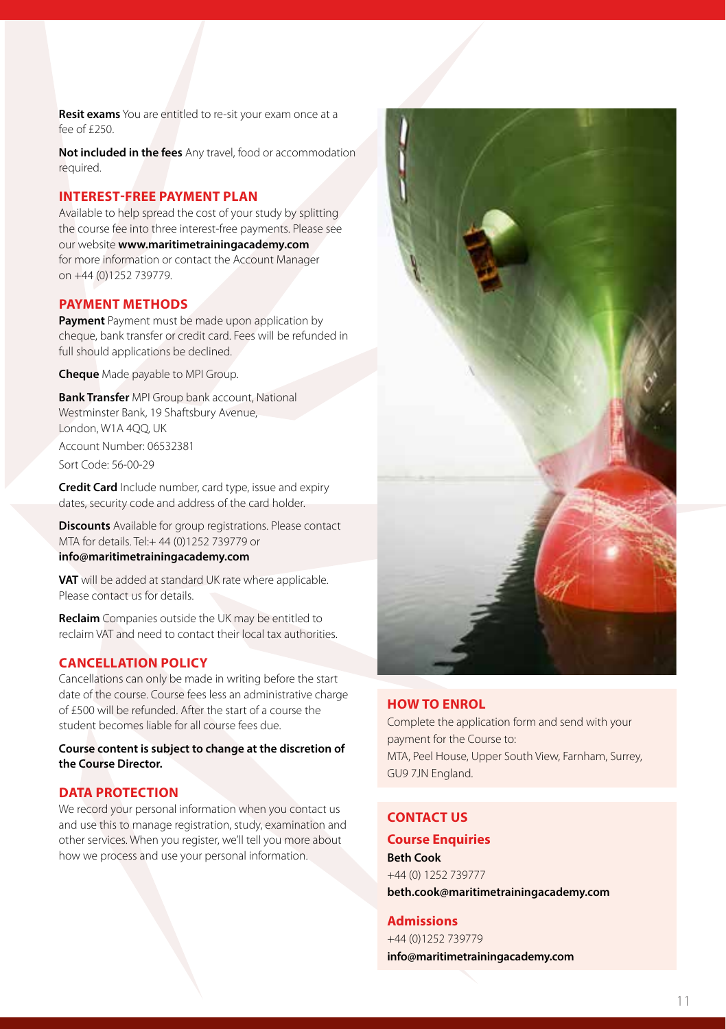**Resit exams** You are entitled to re-sit your exam once at a fee of £250.

**Not included in the fees** Any travel, food or accommodation required.

## INTEREST-FREE PAYMENT PLAN

Available to help spread the cost of your study by splitting the course fee into three interest-free payments. Please see our website **www.maritimetrainingacademy.com** for more information or contact the Account Manager on +44 (0)1252 739779.

## PAYMENT METHODS

**Payment** Payment must be made upon application by cheque, bank transfer or credit card. Fees will be refunded in full should applications be declined.

**Cheque** Made payable to MPI Group.

**Bank Transfer** MPI Group bank account, National Westminster Bank, 19 Shaftsbury Avenue, London, W1A 4QQ, UK

Account Number: 06532381

Sort Code: 56-00-29

**Credit Card** Include number, card type, issue and expiry dates, security code and address of the card holder.

**Discounts** Available for group registrations. Please contact MTA for details. Tel:+ 44 (0)1252 739779 or **info@maritimetrainingacademy.com**

**VAT** will be added at standard UK rate where applicable. Please contact us for details.

**Reclaim** Companies outside the UK may be entitled to reclaim VAT and need to contact their local tax authorities.

## CANCELLATION POLICY

Cancellations can only be made in writing before the start date of the course. Course fees less an administrative charge of £500 will be refunded. After the start of a course the student becomes liable for all course fees due.

**Course content is subject to change at the discretion of the Course Director.**

## DATA PROTECTION

We record your personal information when you contact us and use this to manage registration, study, examination and other services. When you register, we'll tell you more about how we process and use your personal information.

## HOW TO ENROL

Complete the application form and send with your payment for the Course to:
MTA, Peel House, Upper South View, Farnham, Surrey, GU9 7JN England.

## CONTACT US

### Course Enquiries

**Beth Cook**
+44 (0) 1252 739777
**beth.cook@maritimetrainingacademy.com**

### Admissions

+44 (0)1252 739779
**info@maritimetrainingacademy.com**